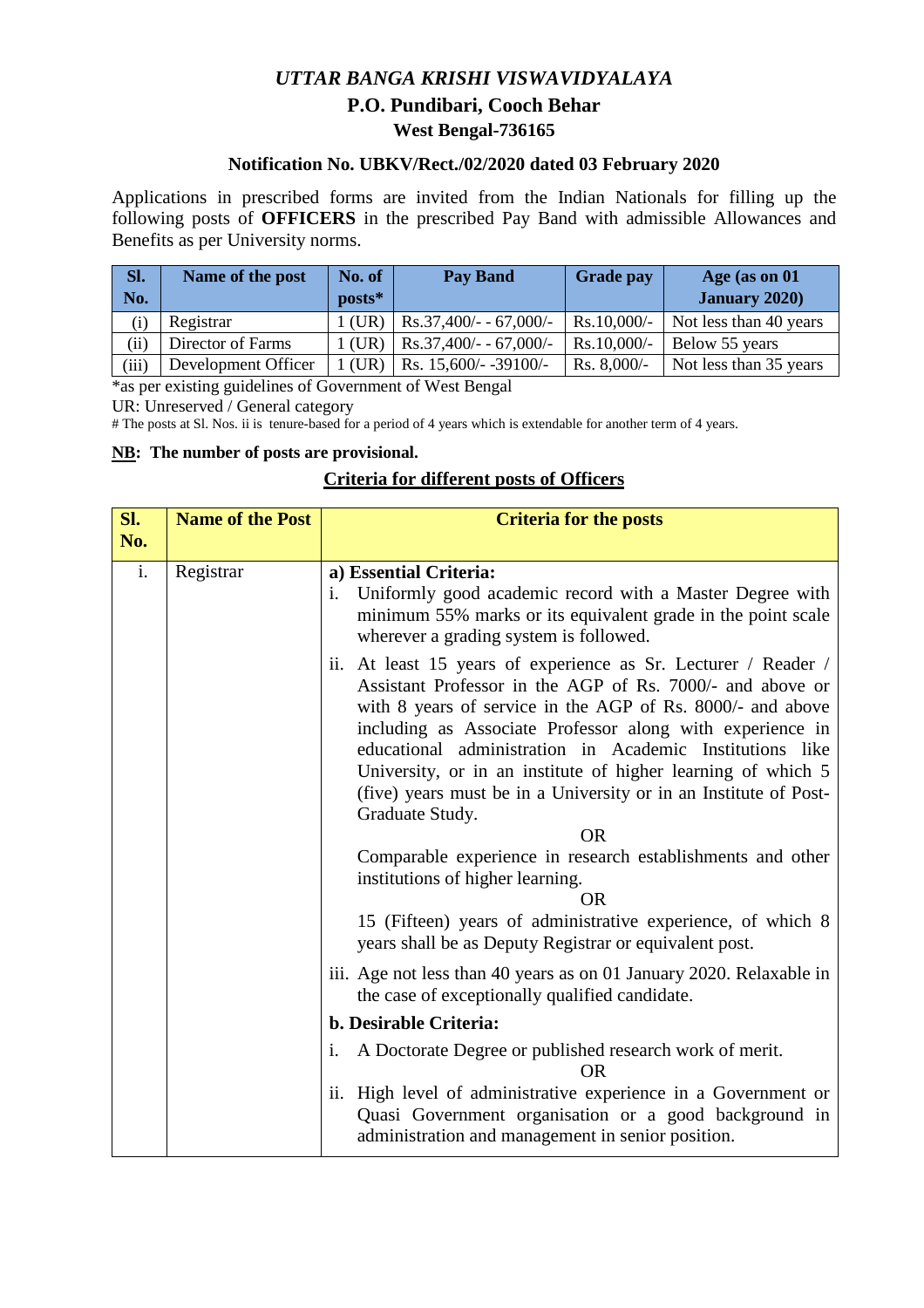# *UTTAR BANGA KRISHI VISWAVIDYALAYA*

## P.O. Pundibari, Cooch Behar

### West Bengal-736165

**Notification No. UBKV/Rect./02/2020 dated 03 February 2020**

Applications in prescribed forms are invited from the Indian Nationals for filling up the following posts of **OFFICERS** in the prescribed Pay Band with admissible Allowances and Benefits as per University norms.

| Sl. No. | Name of the post | No. of posts* | Pay Band | Grade pay | Age (as on 01 January 2020) |
|---|---|---|---|---|---|
| (i) | Registrar | 1 (UR) | Rs.37,400/- - 67,000/- | Rs.10,000/- | Not less than 40 years |
| (ii) | Director of Farms | 1 (UR) | Rs.37,400/- - 67,000/- | Rs.10,000/- | Below 55 years |
| (iii) | Development Officer | 1 (UR) | Rs. 15,600/- -39100/- | Rs. 8,000/- | Not less than 35 years |

*as per existing guidelines of Government of West Bengal

UR: Unreserved / General category

# The posts at Sl. Nos. ii is tenure-based for a period of 4 years which is extendable for another term of 4 years.

**NB: The number of posts are provisional.**

**Criteria for different posts of Officers**

| Sl. No. | Name of the Post | Criteria for the posts |
|---|---|---|
| i. | Registrar | **a) Essential Criteria:**<br>i. Uniformly good academic record with a Master Degree with minimum 55% marks or its equivalent grade in the point scale wherever a grading system is followed.<br>ii. At least 15 years of experience as Sr. Lecturer / Reader / Assistant Professor in the AGP of Rs. 7000/- and above or with 8 years of service in the AGP of Rs. 8000/- and above including as Associate Professor along with experience in educational administration in Academic Institutions like University, or in an institute of higher learning of which 5 (five) years must be in a University or in an Institute of Post-Graduate Study.<br>OR<br>Comparable experience in research establishments and other institutions of higher learning.<br>OR<br>15 (Fifteen) years of administrative experience, of which 8 years shall be as Deputy Registrar or equivalent post.<br>iii. Age not less than 40 years as on 01 January 2020. Relaxable in the case of exceptionally qualified candidate.<br>**b. Desirable Criteria:**<br>i. A Doctorate Degree or published research work of merit.<br>OR<br>ii. High level of administrative experience in a Government or Quasi Government organisation or a good background in administration and management in senior position. |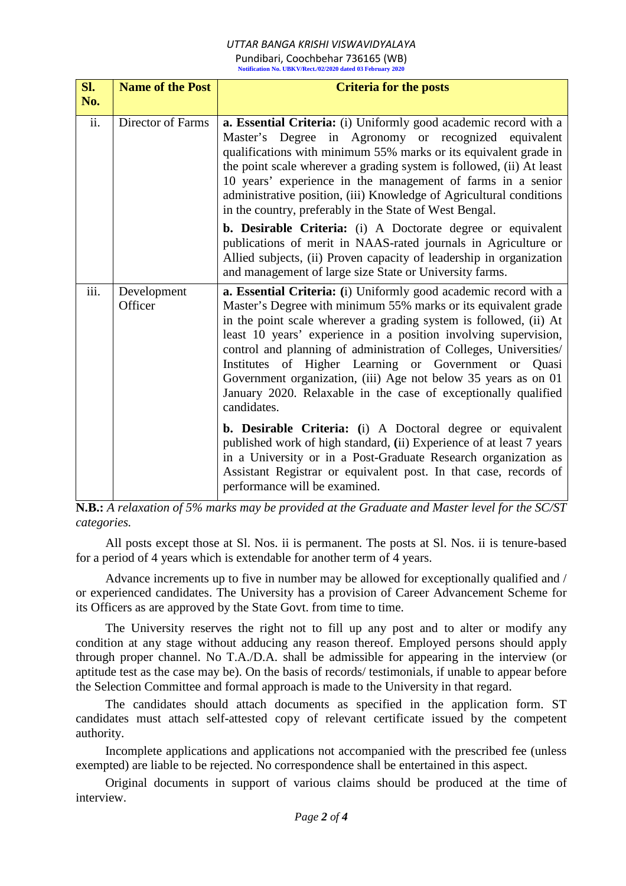*UTTAR BANGA KRISHI VISWAVIDYALAYA*

Pundibari, Coochbehar 736165 (WB)

**Notification No. UBKV/Rect./02/2020 dated 03 February 2020**

| Sl. No. | Name of the Post | Criteria for the posts |
|---|---|---|
| ii. | Director of Farms | **a. Essential Criteria:** (i) Uniformly good academic record with a Master's Degree in Agronomy or recognized equivalent qualifications with minimum 55% marks or its equivalent grade in the point scale wherever a grading system is followed, (ii) At least 10 years' experience in the management of farms in a senior administrative position, (iii) Knowledge of Agricultural conditions in the country, preferably in the State of West Bengal.<br><br>**b. Desirable Criteria:** (i) A Doctorate degree or equivalent publications of merit in NAAS-rated journals in Agriculture or Allied subjects, (ii) Proven capacity of leadership in organization and management of large size State or University farms. |
| iii. | Development Officer | **a. Essential Criteria: (**i) Uniformly good academic record with a Master's Degree with minimum 55% marks or its equivalent grade in the point scale wherever a grading system is followed, (ii) At least 10 years' experience in a position involving supervision, control and planning of administration of Colleges, Universities/ Institutes of Higher Learning or Government or Quasi Government organization, (iii) Age not below 35 years as on 01 January 2020. Relaxable in the case of exceptionally qualified candidates.<br><br>**b. Desirable Criteria: (**i) A Doctoral degree or equivalent published work of high standard, **(**ii) Experience of at least 7 years in a University or in a Post-Graduate Research organization as Assistant Registrar or equivalent post. In that case, records of performance will be examined. |

**N.B.:** *A relaxation of 5% marks may be provided at the Graduate and Master level for the SC/ST categories.*

All posts except those at Sl. Nos. ii is permanent. The posts at Sl. Nos. ii is tenure-based for a period of 4 years which is extendable for another term of 4 years.

Advance increments up to five in number may be allowed for exceptionally qualified and / or experienced candidates. The University has a provision of Career Advancement Scheme for its Officers as are approved by the State Govt. from time to time.

The University reserves the right not to fill up any post and to alter or modify any condition at any stage without adducing any reason thereof. Employed persons should apply through proper channel. No T.A./D.A. shall be admissible for appearing in the interview (or aptitude test as the case may be). On the basis of records/ testimonials, if unable to appear before the Selection Committee and formal approach is made to the University in that regard.

The candidates should attach documents as specified in the application form. ST candidates must attach self-attested copy of relevant certificate issued by the competent authority.

Incomplete applications and applications not accompanied with the prescribed fee (unless exempted) are liable to be rejected. No correspondence shall be entertained in this aspect.

Original documents in support of various claims should be produced at the time of interview.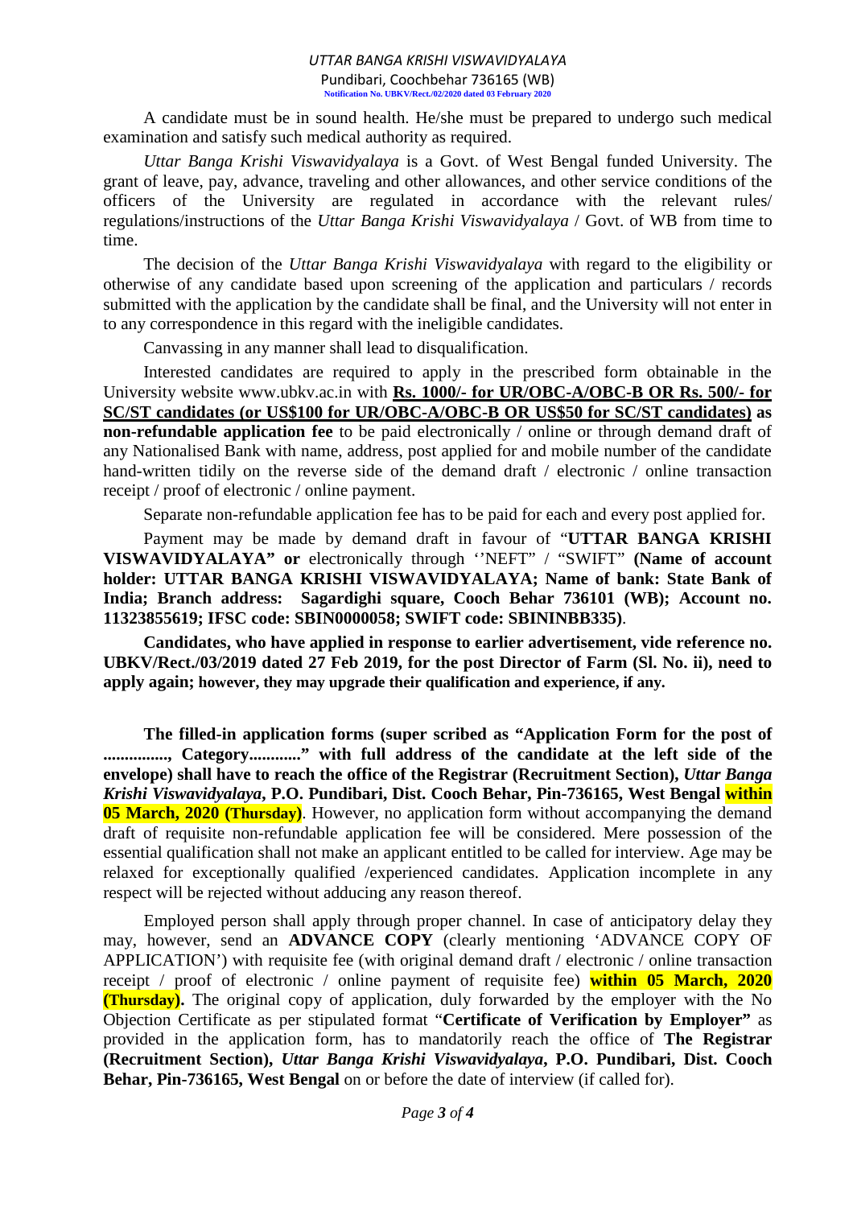A candidate must be in sound health. He/she must be prepared to undergo such medical examination and satisfy such medical authority as required.

*Uttar Banga Krishi Viswavidyalaya* is a Govt. of West Bengal funded University. The grant of leave, pay, advance, traveling and other allowances, and other service conditions of the officers of the University are regulated in accordance with the relevant rules/ regulations/instructions of the *Uttar Banga Krishi Viswavidyalaya* / Govt. of WB from time to time.

The decision of the *Uttar Banga Krishi Viswavidyalaya* with regard to the eligibility or otherwise of any candidate based upon screening of the application and particulars / records submitted with the application by the candidate shall be final, and the University will not enter in to any correspondence in this regard with the ineligible candidates.

Canvassing in any manner shall lead to disqualification.

Interested candidates are required to apply in the prescribed form obtainable in the University website www.ubkv.ac.in with **Rs. 1000/- for UR/OBC-A/OBC-B OR Rs. 500/- for SC/ST candidates (or US$100 for UR/OBC-A/OBC-B OR US$50 for SC/ST candidates) as non-refundable application fee** to be paid electronically / online or through demand draft of any Nationalised Bank with name, address, post applied for and mobile number of the candidate hand-written tidily on the reverse side of the demand draft / electronic / online transaction receipt / proof of electronic / online payment.

Separate non-refundable application fee has to be paid for each and every post applied for.

Payment may be made by demand draft in favour of "**UTTAR BANGA KRISHI VISWAVIDYALAYA" or** electronically through ''NEFT" / "SWIFT" **(Name of account holder: UTTAR BANGA KRISHI VISWAVIDYALAYA; Name of bank: State Bank of India; Branch address: Sagardighi square, Cooch Behar 736101 (WB); Account no. 11323855619; IFSC code: SBIN0000058; SWIFT code: SBININBB335)**.

**Candidates, who have applied in response to earlier advertisement, vide reference no. UBKV/Rect./03/2019 dated 27 Feb 2019, for the post Director of Farm (Sl. No. ii), need to apply again; however, they may upgrade their qualification and experience, if any.**

**The filled-in application forms (super scribed as "Application Form for the post of ..............., Category............" with full address of the candidate at the left side of the envelope) shall have to reach the office of the Registrar (Recruitment Section), *Uttar Banga Krishi Viswavidyalaya*, P.O. Pundibari, Dist. Cooch Behar, Pin-736165, West Bengal within 05 March, 2020 (Thursday)**. However, no application form without accompanying the demand draft of requisite non-refundable application fee will be considered. Mere possession of the essential qualification shall not make an applicant entitled to be called for interview. Age may be relaxed for exceptionally qualified /experienced candidates. Application incomplete in any respect will be rejected without adducing any reason thereof.

Employed person shall apply through proper channel. In case of anticipatory delay they may, however, send an **ADVANCE COPY** (clearly mentioning 'ADVANCE COPY OF APPLICATION') with requisite fee (with original demand draft / electronic / online transaction receipt / proof of electronic / online payment of requisite fee) **within 05 March, 2020 (Thursday).** The original copy of application, duly forwarded by the employer with the No Objection Certificate as per stipulated format "**Certificate of Verification by Employer"** as provided in the application form, has to mandatorily reach the office of **The Registrar (Recruitment Section),** ***Uttar Banga Krishi Viswavidyalaya*, P.O. Pundibari, Dist. Cooch Behar, Pin-736165, West Bengal** on or before the date of interview (if called for).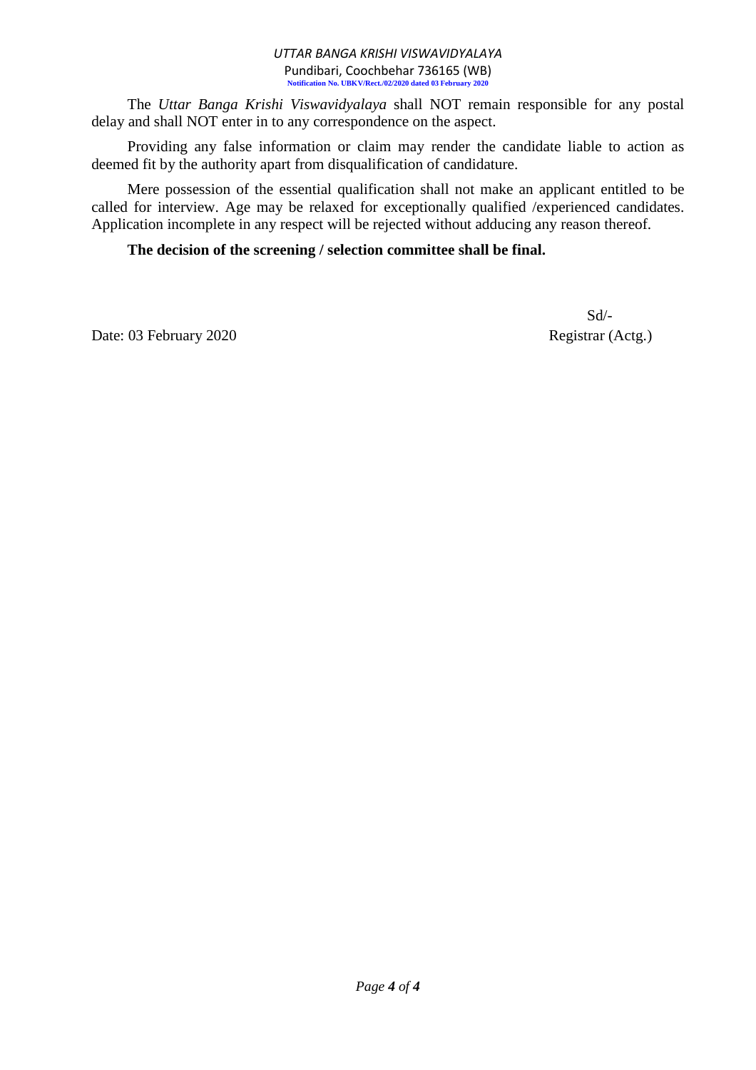The *Uttar Banga Krishi Viswavidyalaya* shall NOT remain responsible for any postal delay and shall NOT enter in to any correspondence on the aspect.

Providing any false information or claim may render the candidate liable to action as deemed fit by the authority apart from disqualification of candidature.

Mere possession of the essential qualification shall not make an applicant entitled to be called for interview. Age may be relaxed for exceptionally qualified /experienced candidates. Application incomplete in any respect will be rejected without adducing any reason thereof.

**The decision of the screening / selection committee shall be final.**

Sd/-

Date: 03 February 2020

Registrar (Actg.)